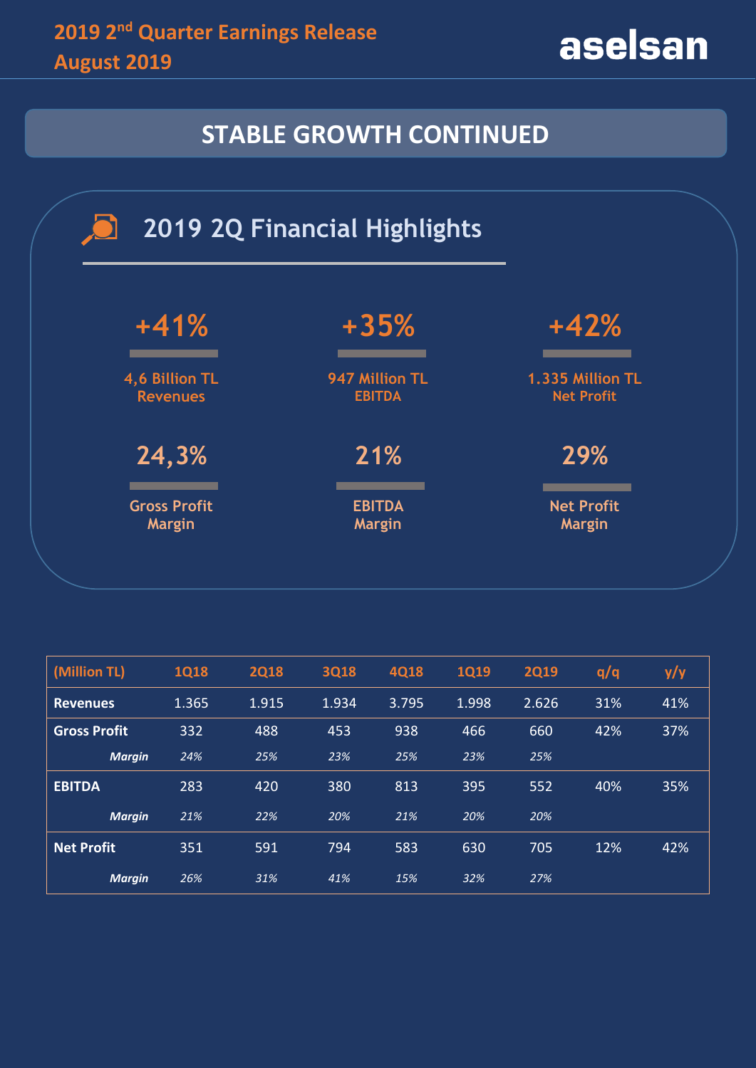# 2019 2nd Quarter Earnings Release
August 2019

aselsan

## STABLE GROWTH CONTINUED

### 2019 2Q Financial Highlights

**+41%**
4,6 Billion TL
Revenues

**+35%**
947 Million TL
EBITDA

**+42%**
1.335 Million TL
Net Profit

**24,3%**
Gross Profit
Margin

**21%**
EBITDA
Margin

**29%**
Net Profit
Margin

| (Million TL) | 1Q18 | 2Q18 | 3Q18 | 4Q18 | 1Q19 | 2Q19 | q/q | y/y |
|---|---|---|---|---|---|---|---|---|
| **Revenues** | 1.365 | 1.915 | 1.934 | 3.795 | 1.998 | 2.626 | 31% | 41% |
| **Gross Profit** | 332 | 488 | 453 | 938 | 466 | 660 | 42% | 37% |
| ***Margin*** | *24%* | *25%* | *23%* | *25%* | *23%* | *25%* | | |
| **EBITDA** | 283 | 420 | 380 | 813 | 395 | 552 | 40% | 35% |
| ***Margin*** | *21%* | *22%* | *20%* | *21%* | *20%* | *20%* | | |
| **Net Profit** | 351 | 591 | 794 | 583 | 630 | 705 | 12% | 42% |
| ***Margin*** | *26%* | *31%* | *41%* | *15%* | *32%* | *27%* | | |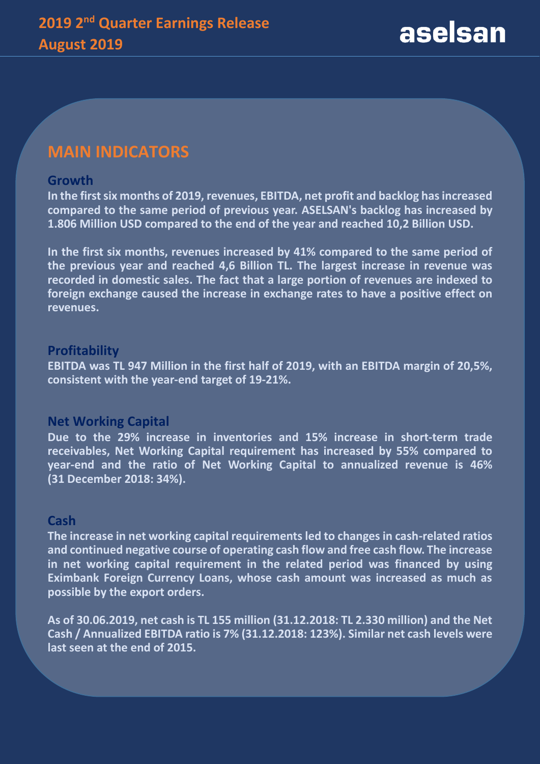# MAIN INDICATORS

## Growth

**In the first six months of 2019, revenues, EBITDA, net profit and backlog has increased compared to the same period of previous year. ASELSAN's backlog has increased by 1.806 Million USD compared to the end of the year and reached 10,2 Billion USD.**

**In the first six months, revenues increased by 41% compared to the same period of the previous year and reached 4,6 Billion TL. The largest increase in revenue was recorded in domestic sales. The fact that a large portion of revenues are indexed to foreign exchange caused the increase in exchange rates to have a positive effect on revenues.**

## Profitability

**EBITDA was TL 947 Million in the first half of 2019, with an EBITDA margin of 20,5%, consistent with the year-end target of 19-21%.**

## Net Working Capital

**Due to the 29% increase in inventories and 15% increase in short-term trade receivables, Net Working Capital requirement has increased by 55% compared to year-end and the ratio of Net Working Capital to annualized revenue is 46% (31 December 2018: 34%).**

## Cash

**The increase in net working capital requirements led to changes in cash-related ratios and continued negative course of operating cash flow and free cash flow. The increase in net working capital requirement in the related period was financed by using Eximbank Foreign Currency Loans, whose cash amount was increased as much as possible by the export orders.**

**As of 30.06.2019, net cash is TL 155 million (31.12.2018: TL 2.330 million) and the Net Cash / Annualized EBITDA ratio is 7% (31.12.2018: 123%). Similar net cash levels were last seen at the end of 2015.**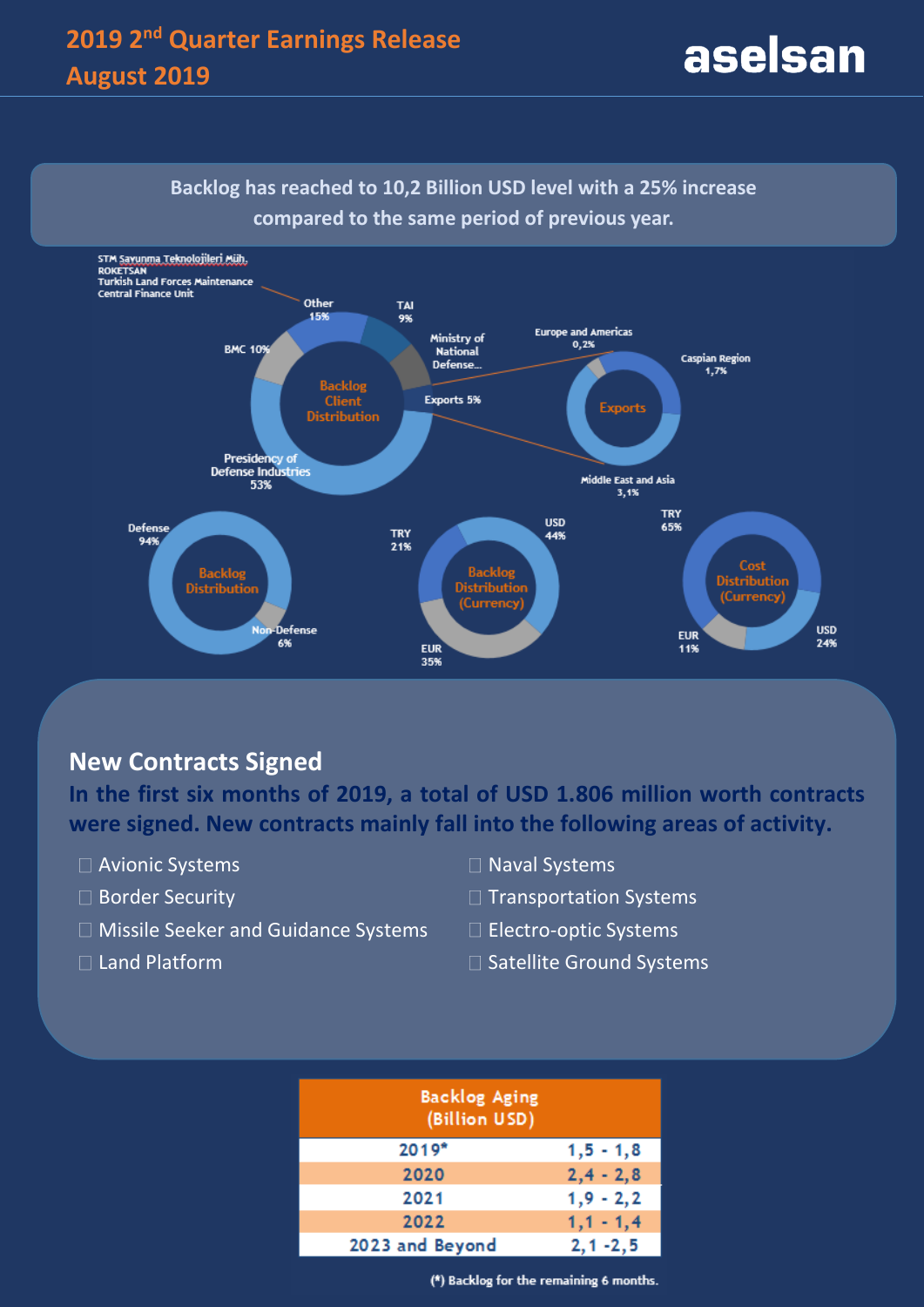Backlog has reached to 10,2 Billion USD level with a 25% increase compared to the same period of previous year.

**Backlog Client Distribution**

- Presidency of Defense Industries 53%
- BMC 10%
- Other 15% (STM Savunma Teknolojileri Müh., ROKETSAN, Turkish Land Forces Maintenance Central Finance Unit)
- TAI 9%
- Ministry of National Defense...
- Exports 5%

**Exports**

- Europe and Americas 0,2%
- Caspian Region 1,7%
- Middle East and Asia 3,1%

**Backlog Distribution**

- Defense 94%
- Non-Defense 6%

**Backlog Distribution (Currency)**

- USD 44%
- TRY 21%
- EUR 35%

**Cost Distribution (Currency)**

- TRY 65%
- USD 24%
- EUR 11%

## New Contracts Signed

**In the first six months of 2019, a total of USD 1.806 million worth contracts were signed. New contracts mainly fall into the following areas of activity.**

- Avionic Systems
- Border Security
- Missile Seeker and Guidance Systems
- Land Platform
- Naval Systems
- Transportation Systems
- Electro-optic Systems
- Satellite Ground Systems

| Backlog Aging (Billion USD) | |
|---|---|
| 2019* | 1,5 - 1,8 |
| 2020 | 2,4 - 2,8 |
| 2021 | 1,9 - 2,2 |
| 2022 | 1,1 - 1,4 |
| 2023 and Beyond | 2,1 -2,5 |

(*) Backlog for the remaining 6 months.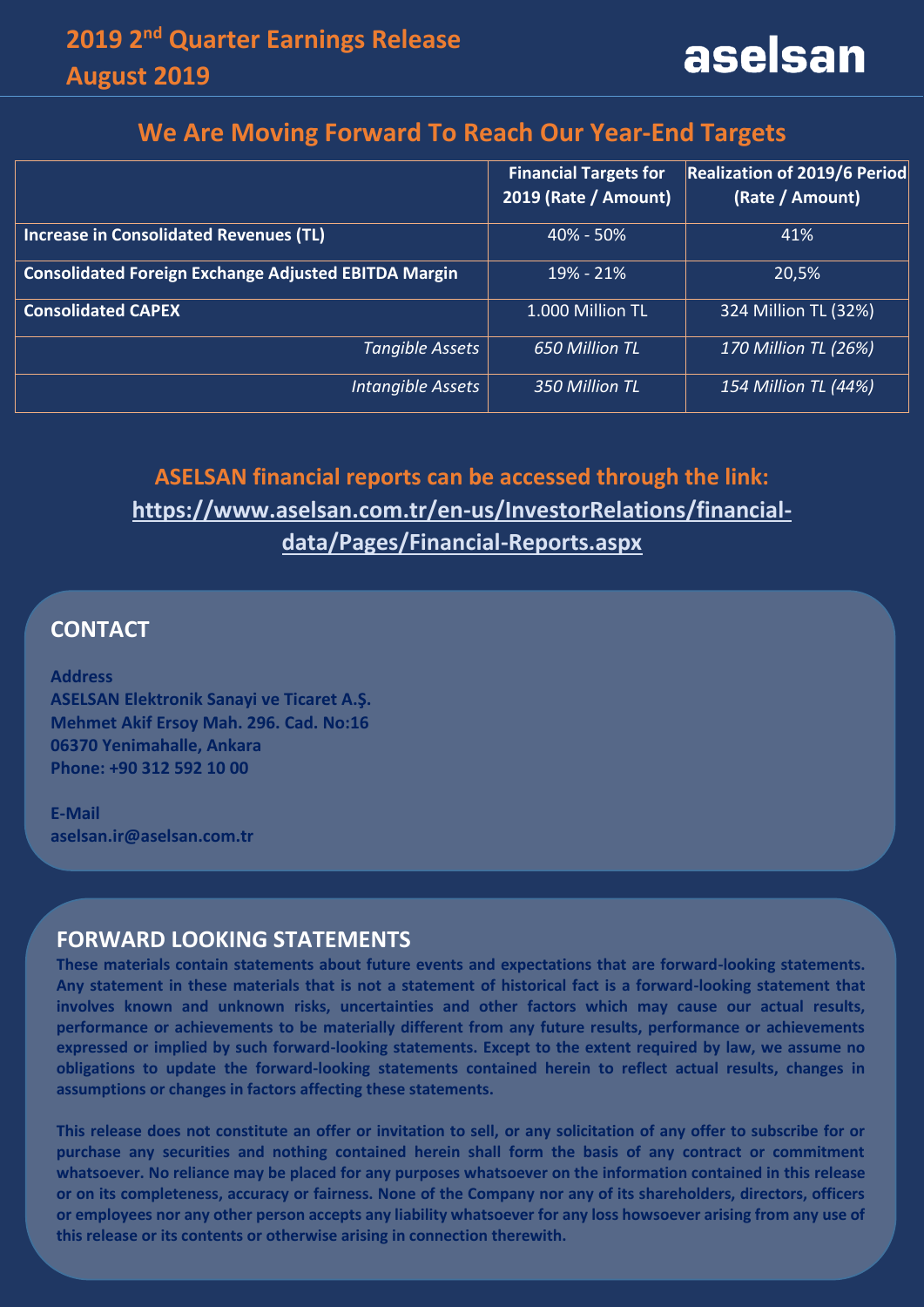# 2019 2nd Quarter Earnings Release
# August 2019

aselsan

## We Are Moving Forward To Reach Our Year-End Targets

| | Financial Targets for 2019 (Rate / Amount) | Realization of 2019/6 Period (Rate / Amount) |
|---|---|---|
| **Increase in Consolidated Revenues (TL)** | 40% - 50% | 41% |
| **Consolidated Foreign Exchange Adjusted EBITDA Margin** | 19% - 21% | 20,5% |
| **Consolidated CAPEX** | 1.000 Million TL | 324 Million TL (32%) |
| *Tangible Assets* | *650 Million TL* | *170 Million TL (26%)* |
| *Intangible Assets* | *350 Million TL* | *154 Million TL (44%)* |

**ASELSAN financial reports can be accessed through the link:**
**https://www.aselsan.com.tr/en-us/InvestorRelations/financial-data/Pages/Financial-Reports.aspx**

## CONTACT

**Address**
**ASELSAN Elektronik Sanayi ve Ticaret A.Ş.**
**Mehmet Akif Ersoy Mah. 296. Cad. No:16**
**06370 Yenimahalle, Ankara**
**Phone: +90 312 592 10 00**

**E-Mail**
**aselsan.ir@aselsan.com.tr**

## FORWARD LOOKING STATEMENTS

**These materials contain statements about future events and expectations that are forward-looking statements. Any statement in these materials that is not a statement of historical fact is a forward-looking statement that involves known and unknown risks, uncertainties and other factors which may cause our actual results, performance or achievements to be materially different from any future results, performance or achievements expressed or implied by such forward-looking statements. Except to the extent required by law, we assume no obligations to update the forward-looking statements contained herein to reflect actual results, changes in assumptions or changes in factors affecting these statements.**

**This release does not constitute an offer or invitation to sell, or any solicitation of any offer to subscribe for or purchase any securities and nothing contained herein shall form the basis of any contract or commitment whatsoever. No reliance may be placed for any purposes whatsoever on the information contained in this release or on its completeness, accuracy or fairness. None of the Company nor any of its shareholders, directors, officers or employees nor any other person accepts any liability whatsoever for any loss howsoever arising from any use of this release or its contents or otherwise arising in connection therewith.**